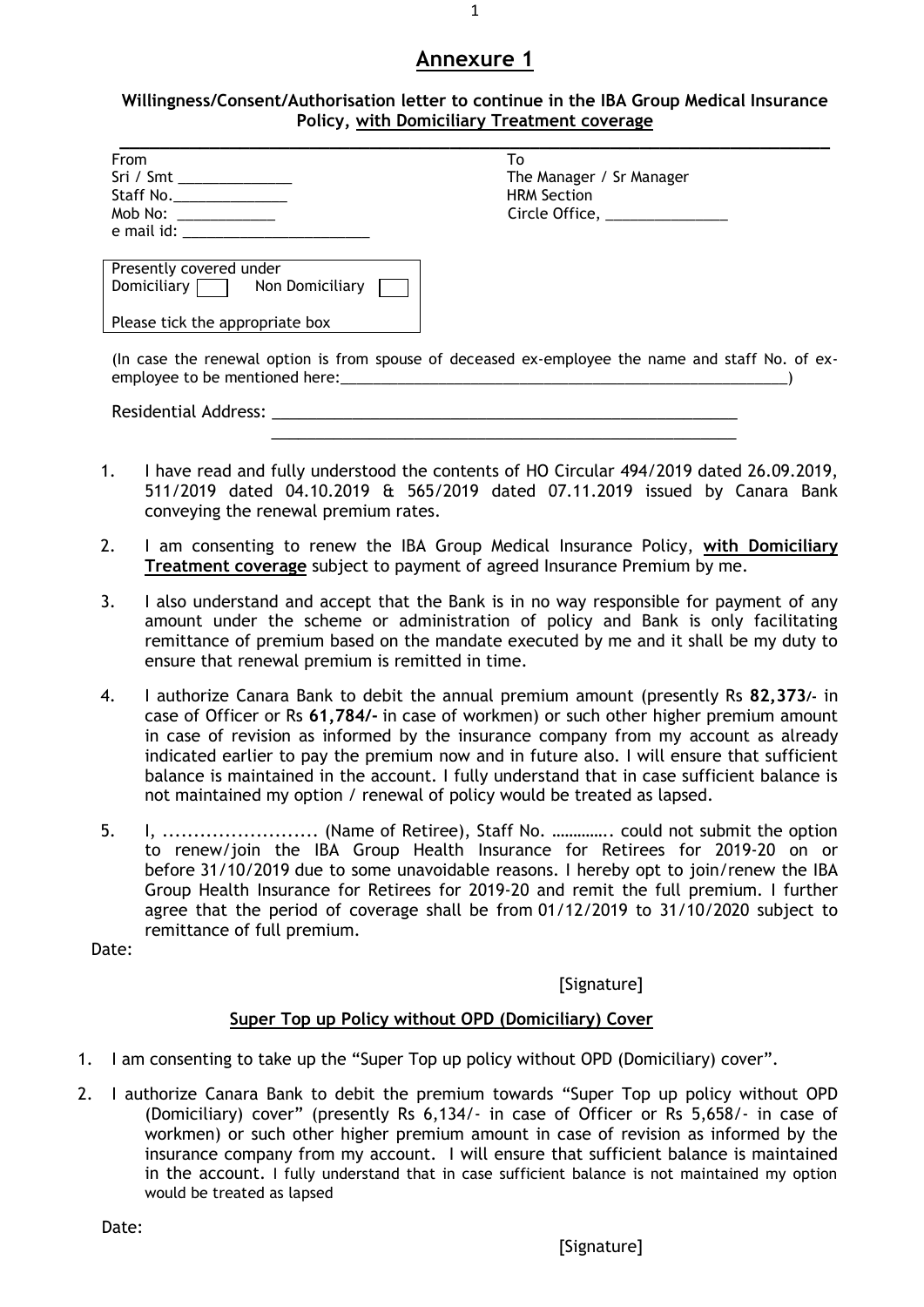# Annexure 1

**Willingness/Consent/Authorisation letter to continue in the IBA Group Medical Insurance Policy, <u>with Domiciliary Treatment coverage</u>**

From
Sri / Smt ______________
Staff No.______________
Mob No: ____________
e mail id: _______________________

To
The Manager / Sr Manager
HRM Section
Circle Office, _______________

Presently covered under
Domiciliary ☐ Non Domiciliary ☐

Please tick the appropriate box

(In case the renewal option is from spouse of deceased ex-employee the name and staff No. of ex-employee to be mentioned here:_________________________________________________________)

Residential Address: _______________________________________________________
_______________________________________________________

1. I have read and fully understood the contents of HO Circular 494/2019 dated 26.09.2019, 511/2019 dated 04.10.2019 & 565/2019 dated 07.11.2019 issued by Canara Bank conveying the renewal premium rates.
2. I am consenting to renew the IBA Group Medical Insurance Policy, **<u>with Domiciliary Treatment coverage</u>** subject to payment of agreed Insurance Premium by me.
3. I also understand and accept that the Bank is in no way responsible for payment of any amount under the scheme or administration of policy and Bank is only facilitating remittance of premium based on the mandate executed by me and it shall be my duty to ensure that renewal premium is remitted in time.
4. I authorize Canara Bank to debit the annual premium amount (presently Rs **82,373/-** in case of Officer or Rs **61,784/-** in case of workmen) or such other higher premium amount in case of revision as informed by the insurance company from my account as already indicated earlier to pay the premium now and in future also. I will ensure that sufficient balance is maintained in the account. I fully understand that in case sufficient balance is not maintained my option / renewal of policy would be treated as lapsed.
5. I, ......................... (Name of Retiree), Staff No. ………….. could not submit the option to renew/join the IBA Group Health Insurance for Retirees for 2019-20 on or before 31/10/2019 due to some unavoidable reasons. I hereby opt to join/renew the IBA Group Health Insurance for Retirees for 2019-20 and remit the full premium. I further agree that the period of coverage shall be from 01/12/2019 to 31/10/2020 subject to remittance of full premium.

Date:

[Signature]

## <u>Super Top up Policy without OPD (Domiciliary) Cover</u>

1. I am consenting to take up the “Super Top up policy without OPD (Domiciliary) cover”.
2. I authorize Canara Bank to debit the premium towards “Super Top up policy without OPD (Domiciliary) cover” (presently Rs 6,134/- in case of Officer or Rs 5,658/- in case of workmen) or such other higher premium amount in case of revision as informed by the insurance company from my account. I will ensure that sufficient balance is maintained in the account. I fully understand that in case sufficient balance is not maintained my option would be treated as lapsed

Date:

[Signature]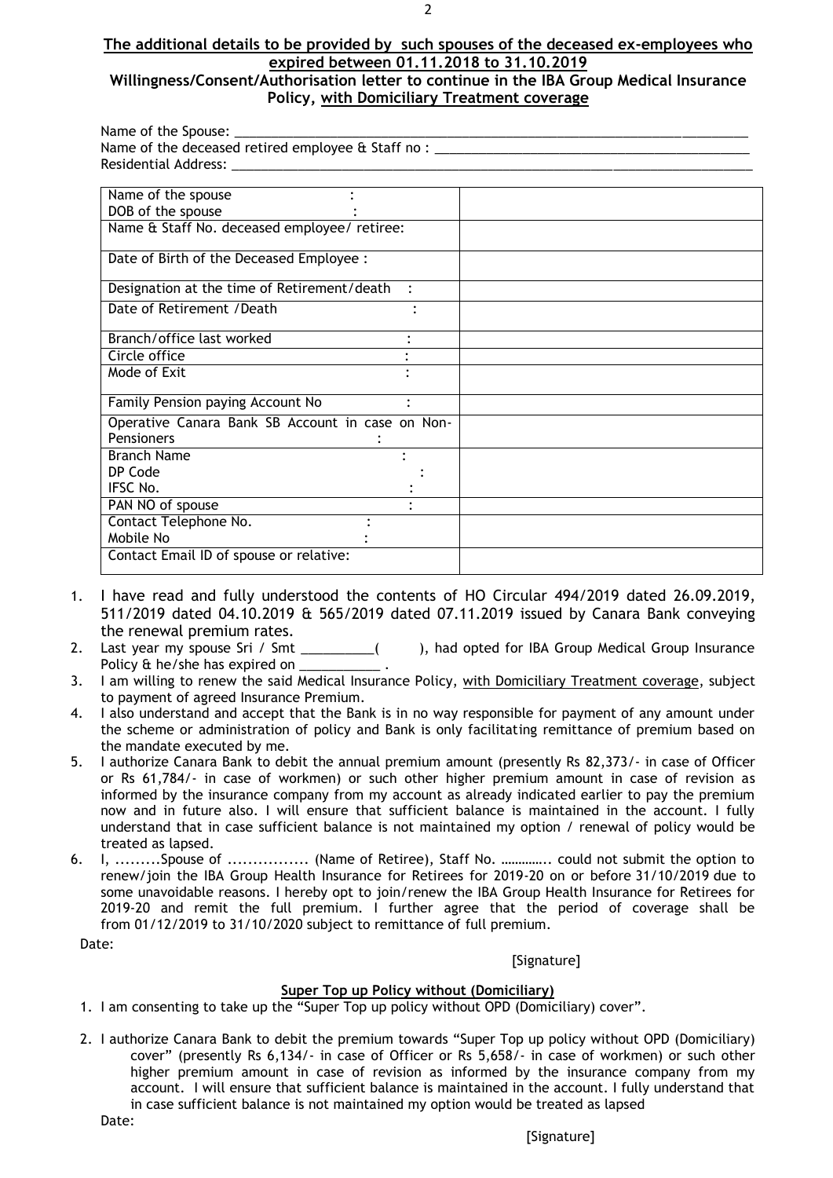**The additional details to be provided by such spouses of the deceased ex-employees who expired between 01.11.2018 to 31.10.2019**

**Willingness/Consent/Authorisation letter to continue in the IBA Group Medical Insurance Policy, with Domiciliary Treatment coverage**

Name of the Spouse: ___________________________________________________________________

Name of the deceased retired employee & Staff no : ________________________________________

Residential Address: __________________________________________________________________

| | |
|---|---|
| Name of the spouse :<br>DOB of the spouse : | |
| Name & Staff No. deceased employee/ retiree: | |
| Date of Birth of the Deceased Employee : | |
| Designation at the time of Retirement/death : | |
| Date of Retirement /Death : | |
| Branch/office last worked : | |
| Circle office : | |
| Mode of Exit : | |
| Family Pension paying Account No : | |
| Operative Canara Bank SB Account in case on Non-Pensioners : | |
| Branch Name :<br>DP Code :<br>IFSC No. : | |
| PAN NO of spouse : | |
| Contact Telephone No. :<br>Mobile No : | |
| Contact Email ID of spouse or relative: | |

1. I have read and fully understood the contents of HO Circular 494/2019 dated 26.09.2019, 511/2019 dated 04.10.2019 & 565/2019 dated 07.11.2019 issued by Canara Bank conveying the renewal premium rates.
2. Last year my spouse Sri / Smt __________( ), had opted for IBA Group Medical Group Insurance Policy & he/she has expired on ___________ .
3. I am willing to renew the said Medical Insurance Policy, with Domiciliary Treatment coverage, subject to payment of agreed Insurance Premium.
4. I also understand and accept that the Bank is in no way responsible for payment of any amount under the scheme or administration of policy and Bank is only facilitating remittance of premium based on the mandate executed by me.
5. I authorize Canara Bank to debit the annual premium amount (presently Rs 82,373/- in case of Officer or Rs 61,784/- in case of workmen) or such other higher premium amount in case of revision as informed by the insurance company from my account as already indicated earlier to pay the premium now and in future also. I will ensure that sufficient balance is maintained in the account. I fully understand that in case sufficient balance is not maintained my option / renewal of policy would be treated as lapsed.
6. I, .........Spouse of ................ (Name of Retiree), Staff No. ………….. could not submit the option to renew/join the IBA Group Health Insurance for Retirees for 2019-20 on or before 31/10/2019 due to some unavoidable reasons. I hereby opt to join/renew the IBA Group Health Insurance for Retirees for 2019-20 and remit the full premium. I further agree that the period of coverage shall be from 01/12/2019 to 31/10/2020 subject to remittance of full premium.

Date:

[Signature]

**Super Top up Policy without (Domiciliary)**

1. I am consenting to take up the "Super Top up policy without OPD (Domiciliary) cover".
2. I authorize Canara Bank to debit the premium towards "Super Top up policy without OPD (Domiciliary) cover" (presently Rs 6,134/- in case of Officer or Rs 5,658/- in case of workmen) or such other higher premium amount in case of revision as informed by the insurance company from my account. I will ensure that sufficient balance is maintained in the account. I fully understand that in case sufficient balance is not maintained my option would be treated as lapsed

Date:

[Signature]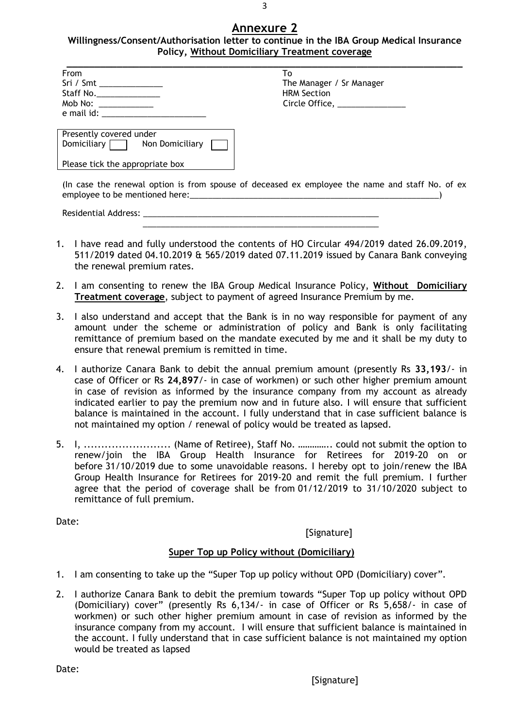# Annexure 2

**Willingness/Consent/Authorisation letter to continue in the IBA Group Medical Insurance Policy, Without Domiciliary Treatment coverage**

From
Sri / Smt ______________
Staff No.______________
Mob No: ____________
e mail id: _______________________

To
The Manager / Sr Manager
HRM Section
Circle Office, _______________

| Presently covered under |
|---|
| Domiciliary ☐ Non Domiciliary ☐ |
| Please tick the appropriate box |

(In case the renewal option is from spouse of deceased ex employee the name and staff No. of ex employee to be mentioned here:_________________________________________________________)

Residential Address: ______________________________________________________
______________________________________________________

1. I have read and fully understood the contents of HO Circular 494/2019 dated 26.09.2019, 511/2019 dated 04.10.2019 & 565/2019 dated 07.11.2019 issued by Canara Bank conveying the renewal premium rates.

2. I am consenting to renew the IBA Group Medical Insurance Policy, **Without Domiciliary Treatment coverage**, subject to payment of agreed Insurance Premium by me.

3. I also understand and accept that the Bank is in no way responsible for payment of any amount under the scheme or administration of policy and Bank is only facilitating remittance of premium based on the mandate executed by me and it shall be my duty to ensure that renewal premium is remitted in time.

4. I authorize Canara Bank to debit the annual premium amount (presently Rs **33,193**/- in case of Officer or Rs **24,897**/- in case of workmen) or such other higher premium amount in case of revision as informed by the insurance company from my account as already indicated earlier to pay the premium now and in future also. I will ensure that sufficient balance is maintained in the account. I fully understand that in case sufficient balance is not maintained my option / renewal of policy would be treated as lapsed.

5. I, ......................... (Name of Retiree), Staff No. ………….. could not submit the option to renew/join the IBA Group Health Insurance for Retirees for 2019-20 on or before 31/10/2019 due to some unavoidable reasons. I hereby opt to join/renew the IBA Group Health Insurance for Retirees for 2019-20 and remit the full premium. I further agree that the period of coverage shall be from 01/12/2019 to 31/10/2020 subject to remittance of full premium.

Date:

[Signature]

## Super Top up Policy without (Domiciliary)

1. I am consenting to take up the "Super Top up policy without OPD (Domiciliary) cover".

2. I authorize Canara Bank to debit the premium towards "Super Top up policy without OPD (Domiciliary) cover" (presently Rs 6,134/- in case of Officer or Rs 5,658/- in case of workmen) or such other higher premium amount in case of revision as informed by the insurance company from my account. I will ensure that sufficient balance is maintained in the account. I fully understand that in case sufficient balance is not maintained my option would be treated as lapsed

Date:

[Signature]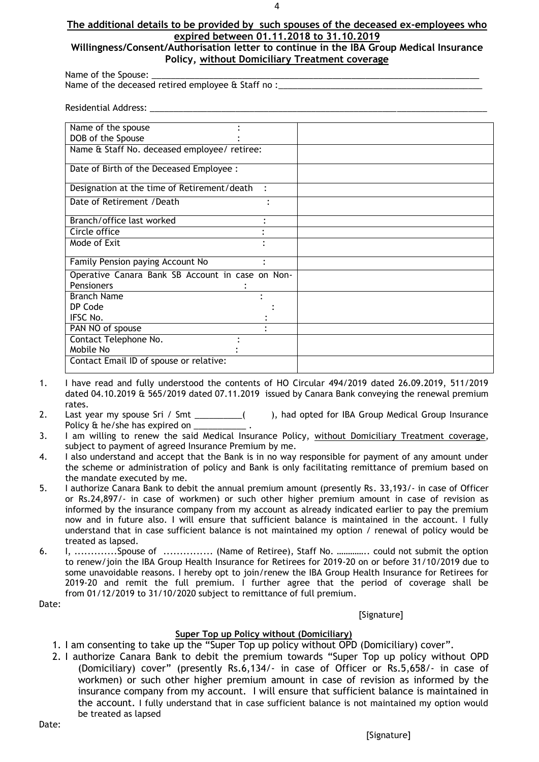**The additional details to be provided by such spouses of the deceased ex-employees who expired between 01.11.2018 to 31.10.2019**

**Willingness/Consent/Authorisation letter to continue in the IBA Group Medical Insurance Policy, without Domiciliary Treatment coverage**

Name of the Spouse: ___________________________________________________________________

Name of the deceased retired employee & Staff no :________________________________________

Residential Address: ___________________________________________________________________

| | |
|---|---|
| Name of the spouse :<br>DOB of the Spouse : | |
| Name & Staff No. deceased employee/ retiree: | |
| Date of Birth of the Deceased Employee : | |
| Designation at the time of Retirement/death : | |
| Date of Retirement /Death : | |
| Branch/office last worked : | |
| Circle office : | |
| Mode of Exit : | |
| Family Pension paying Account No : | |
| Operative Canara Bank SB Account in case on Non-Pensioners : | |
| Branch Name :<br>DP Code :<br>IFSC No. : | |
| PAN NO of spouse : | |
| Contact Telephone No. :<br>Mobile No : | |
| Contact Email ID of spouse or relative: | |

1. I have read and fully understood the contents of HO Circular 494/2019 dated 26.09.2019, 511/2019 dated 04.10.2019 & 565/2019 dated 07.11.2019 issued by Canara Bank conveying the renewal premium rates.
2. Last year my spouse Sri / Smt __________( ), had opted for IBA Group Medical Group Insurance Policy & he/she has expired on ___________ .
3. I am willing to renew the said Medical Insurance Policy, without Domiciliary Treatment coverage, subject to payment of agreed Insurance Premium by me.
4. I also understand and accept that the Bank is in no way responsible for payment of any amount under the scheme or administration of policy and Bank is only facilitating remittance of premium based on the mandate executed by me.
5. I authorize Canara Bank to debit the annual premium amount (presently Rs. 33,193/- in case of Officer or Rs.24,897/- in case of workmen) or such other higher premium amount in case of revision as informed by the insurance company from my account as already indicated earlier to pay the premium now and in future also. I will ensure that sufficient balance is maintained in the account. I fully understand that in case sufficient balance is not maintained my option / renewal of policy would be treated as lapsed.
6. I, .............Spouse of ............... (Name of Retiree), Staff No. ………….. could not submit the option to renew/join the IBA Group Health Insurance for Retirees for 2019-20 on or before 31/10/2019 due to some unavoidable reasons. I hereby opt to join/renew the IBA Group Health Insurance for Retirees for 2019-20 and remit the full premium. I further agree that the period of coverage shall be from 01/12/2019 to 31/10/2020 subject to remittance of full premium.

Date:

[Signature]

**Super Top up Policy without (Domiciliary)**

1. I am consenting to take up the "Super Top up policy without OPD (Domiciliary) cover".
2. I authorize Canara Bank to debit the premium towards "Super Top up policy without OPD (Domiciliary) cover" (presently Rs.6,134/- in case of Officer or Rs.5,658/- in case of workmen) or such other higher premium amount in case of revision as informed by the insurance company from my account. I will ensure that sufficient balance is maintained in the account. I fully understand that in case sufficient balance is not maintained my option would be treated as lapsed

Date:

[Signature]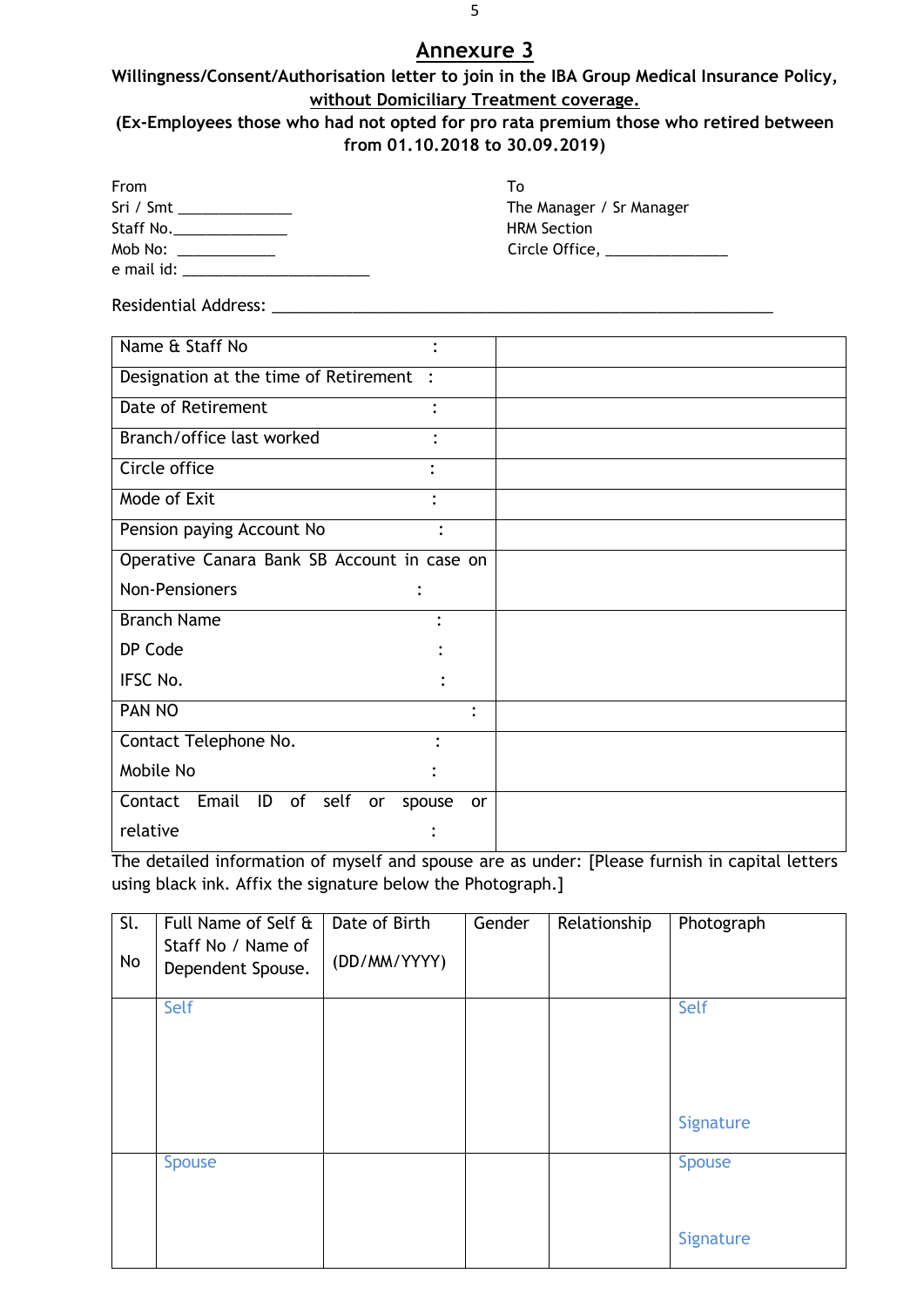# Annexure 3

**Willingness/Consent/Authorisation letter to join in the IBA Group Medical Insurance Policy, without Domiciliary Treatment coverage.**

**(Ex-Employees those who had not opted for pro rata premium those who retired between from 01.10.2018 to 30.09.2019)**

From
Sri / Smt ______________
Staff No.______________
Mob No: ____________
e mail id: _______________________

To
The Manager / Sr Manager
HRM Section
Circle Office, _______________

Residential Address: ____________________________________________________________

| | |
|---|---|
| Name & Staff No : | |
| Designation at the time of Retirement : | |
| Date of Retirement : | |
| Branch/office last worked : | |
| Circle office : | |
| Mode of Exit : | |
| Pension paying Account No : | |
| Operative Canara Bank SB Account in case on Non-Pensioners : | |
| Branch Name :<br>DP Code :<br>IFSC No. : | |
| PAN NO : | |
| Contact Telephone No. :<br>Mobile No : | |
| Contact Email ID of self or spouse or relative : | |

The detailed information of myself and spouse are as under: [Please furnish in capital letters using black ink. Affix the signature below the Photograph.]

| Sl. No | Full Name of Self & Staff No / Name of Dependent Spouse. | Date of Birth (DD/MM/YYYY) | Gender | Relationship | Photograph |
|---|---|---|---|---|---|
| | Self | | | | Self<br><br>Signature |
| | Spouse | | | | Spouse<br><br>Signature |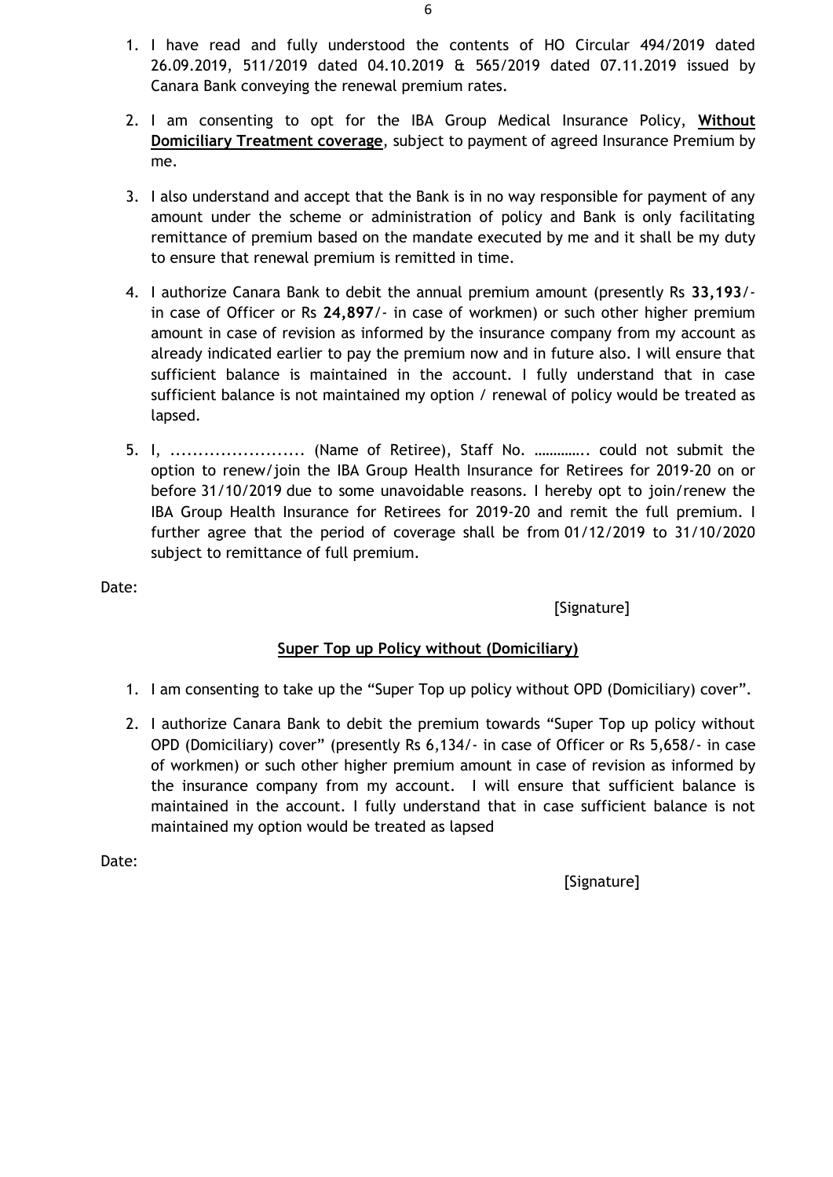1. I have read and fully understood the contents of HO Circular 494/2019 dated 26.09.2019, 511/2019 dated 04.10.2019 & 565/2019 dated 07.11.2019 issued by Canara Bank conveying the renewal premium rates.

2. I am consenting to opt for the IBA Group Medical Insurance Policy, **Without Domiciliary Treatment coverage**, subject to payment of agreed Insurance Premium by me.

3. I also understand and accept that the Bank is in no way responsible for payment of any amount under the scheme or administration of policy and Bank is only facilitating remittance of premium based on the mandate executed by me and it shall be my duty to ensure that renewal premium is remitted in time.

4. I authorize Canara Bank to debit the annual premium amount (presently Rs **33,193**/- in case of Officer or Rs **24,897**/- in case of workmen) or such other higher premium amount in case of revision as informed by the insurance company from my account as already indicated earlier to pay the premium now and in future also. I will ensure that sufficient balance is maintained in the account. I fully understand that in case sufficient balance is not maintained my option / renewal of policy would be treated as lapsed.

5. I, ........................ (Name of Retiree), Staff No. ………….. could not submit the option to renew/join the IBA Group Health Insurance for Retirees for 2019-20 on or before 31/10/2019 due to some unavoidable reasons. I hereby opt to join/renew the IBA Group Health Insurance for Retirees for 2019-20 and remit the full premium. I further agree that the period of coverage shall be from 01/12/2019 to 31/10/2020 subject to remittance of full premium.

Date:

[Signature]

**Super Top up Policy without (Domiciliary)**

1. I am consenting to take up the "Super Top up policy without OPD (Domiciliary) cover".

2. I authorize Canara Bank to debit the premium towards "Super Top up policy without OPD (Domiciliary) cover" (presently Rs 6,134/- in case of Officer or Rs 5,658/- in case of workmen) or such other higher premium amount in case of revision as informed by the insurance company from my account. I will ensure that sufficient balance is maintained in the account. I fully understand that in case sufficient balance is not maintained my option would be treated as lapsed

Date:

[Signature]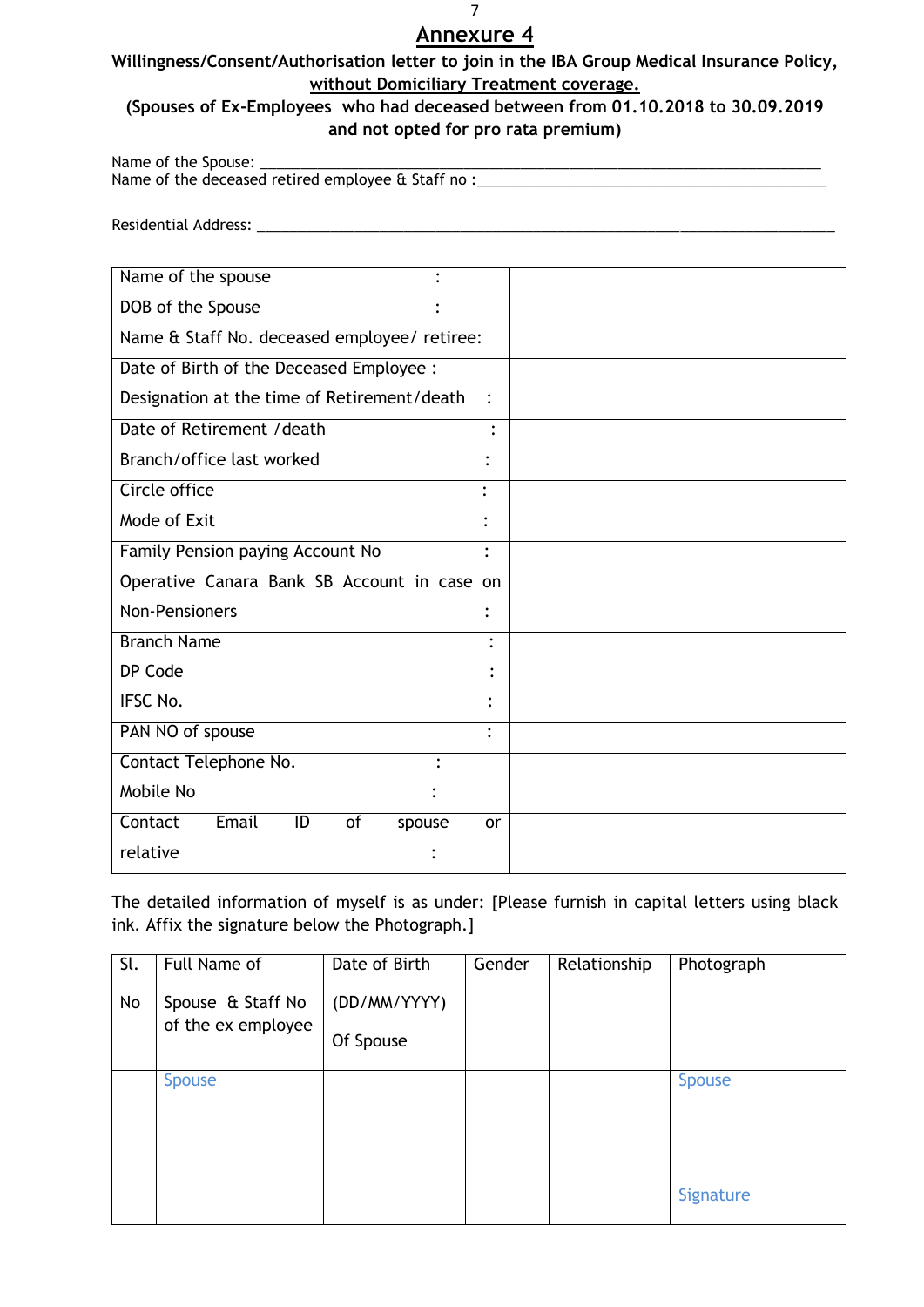## Annexure 4

**Willingness/Consent/Authorisation letter to join in the IBA Group Medical Insurance Policy, without Domiciliary Treatment coverage.**

**(Spouses of Ex-Employees who had deceased between from 01.10.2018 to 30.09.2019 and not opted for pro rata premium)**

Name of the Spouse: ___________________________________________________________________________

Name of the deceased retired employee & Staff no :___________________________________________

Residential Address: ___________________________________________________________________________

| | |
|---|---|
| Name of the spouse :<br>DOB of the Spouse : | |
| Name & Staff No. deceased employee/ retiree: | |
| Date of Birth of the Deceased Employee : | |
| Designation at the time of Retirement/death : | |
| Date of Retirement /death : | |
| Branch/office last worked : | |
| Circle office : | |
| Mode of Exit : | |
| Family Pension paying Account No : | |
| Operative Canara Bank SB Account in case on Non-Pensioners : | |
| Branch Name :<br>DP Code :<br>IFSC No. : | |
| PAN NO of spouse : | |
| Contact Telephone No. :<br>Mobile No : | |
| Contact Email ID of spouse or relative : | |

The detailed information of myself is as under: [Please furnish in capital letters using black ink. Affix the signature below the Photograph.]

| Sl. No | Full Name of Spouse & Staff No of the ex employee | Date of Birth (DD/MM/YYYY) Of Spouse | Gender | Relationship | Photograph |
|---|---|---|---|---|---|
| | Spouse | | | | Spouse<br><br>Signature |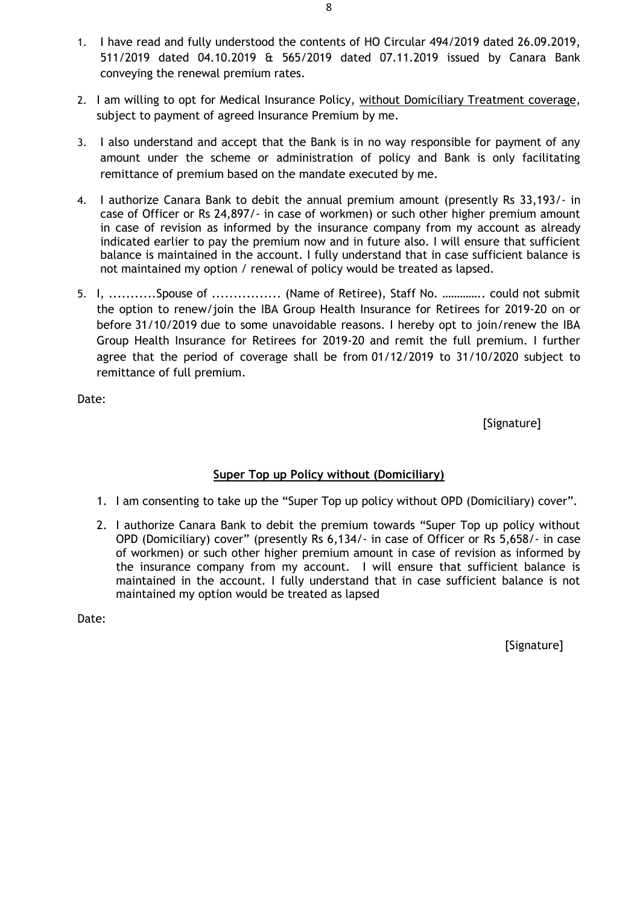1. I have read and fully understood the contents of HO Circular 494/2019 dated 26.09.2019, 511/2019 dated 04.10.2019 & 565/2019 dated 07.11.2019 issued by Canara Bank conveying the renewal premium rates.

2. I am willing to opt for Medical Insurance Policy, <u>without Domiciliary Treatment coverage</u>, subject to payment of agreed Insurance Premium by me.

3. I also understand and accept that the Bank is in no way responsible for payment of any amount under the scheme or administration of policy and Bank is only facilitating remittance of premium based on the mandate executed by me.

4. I authorize Canara Bank to debit the annual premium amount (presently Rs 33,193/- in case of Officer or Rs 24,897/- in case of workmen) or such other higher premium amount in case of revision as informed by the insurance company from my account as already indicated earlier to pay the premium now and in future also. I will ensure that sufficient balance is maintained in the account. I fully understand that in case sufficient balance is not maintained my option / renewal of policy would be treated as lapsed.

5. I, ...........Spouse of ................ (Name of Retiree), Staff No. ………….. could not submit the option to renew/join the IBA Group Health Insurance for Retirees for 2019-20 on or before 31/10/2019 due to some unavoidable reasons. I hereby opt to join/renew the IBA Group Health Insurance for Retirees for 2019-20 and remit the full premium. I further agree that the period of coverage shall be from 01/12/2019 to 31/10/2020 subject to remittance of full premium.

Date:

[Signature]

## <u>Super Top up Policy without (Domiciliary)</u>

1. I am consenting to take up the "Super Top up policy without OPD (Domiciliary) cover".

2. I authorize Canara Bank to debit the premium towards "Super Top up policy without OPD (Domiciliary) cover" (presently Rs 6,134/- in case of Officer or Rs 5,658/- in case of workmen) or such other higher premium amount in case of revision as informed by the insurance company from my account. I will ensure that sufficient balance is maintained in the account. I fully understand that in case sufficient balance is not maintained my option would be treated as lapsed

Date:

[Signature]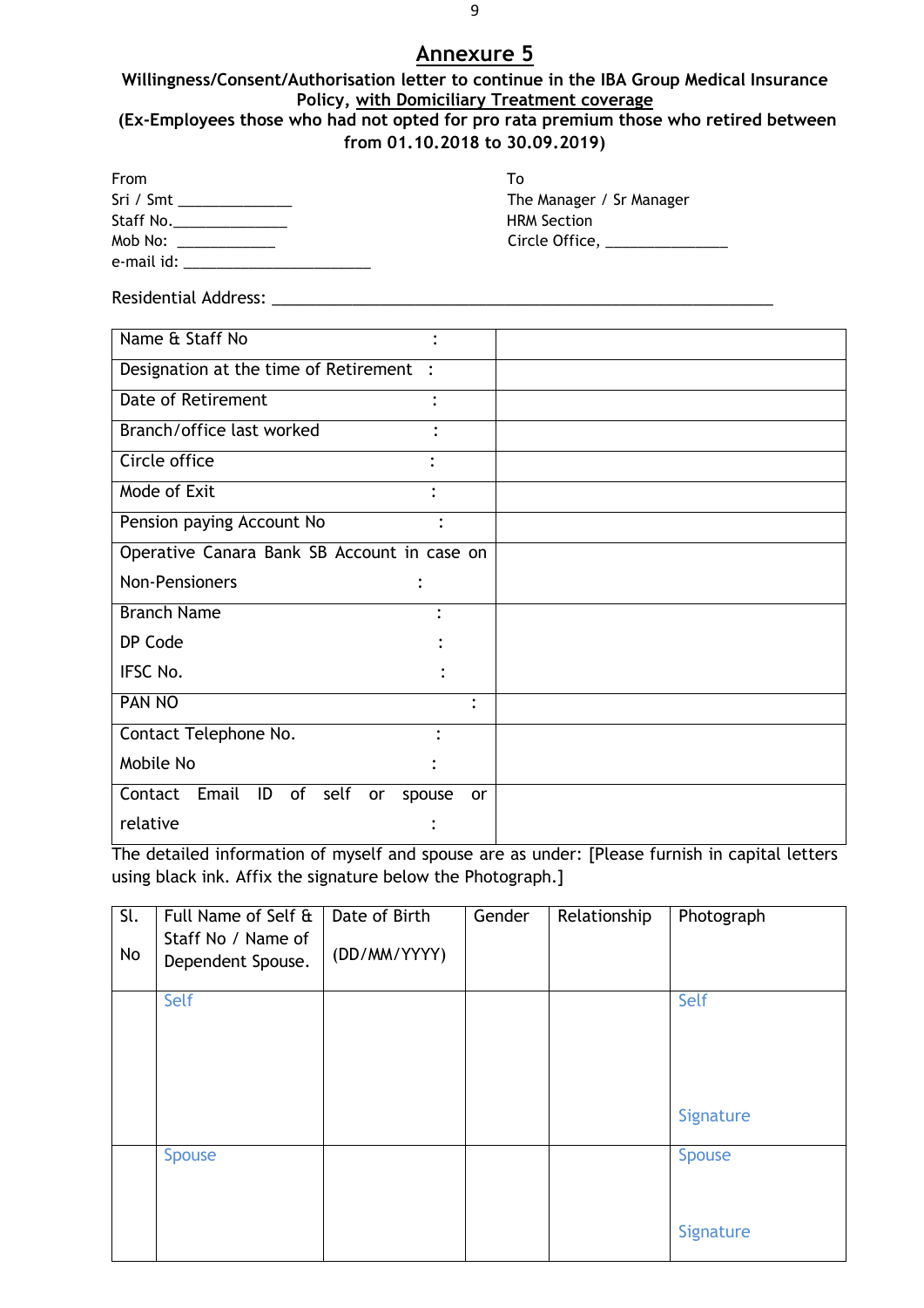# Annexure 5

**Willingness/Consent/Authorisation letter to continue in the IBA Group Medical Insurance Policy, with Domiciliary Treatment coverage**

**(Ex-Employees those who had not opted for pro rata premium those who retired between from 01.10.2018 to 30.09.2019)**

From
Sri / Smt _____________
Staff No._____________
Mob No: ___________
e-mail id: ______________________

To
The Manager / Sr Manager
HRM Section
Circle Office, ______________

Residential Address: ___________________________________________________________

| | |
|---|---|
| Name & Staff No : | |
| Designation at the time of Retirement : | |
| Date of Retirement : | |
| Branch/office last worked : | |
| Circle office : | |
| Mode of Exit : | |
| Pension paying Account No : | |
| Operative Canara Bank SB Account in case on Non-Pensioners : | |
| Branch Name :<br>DP Code :<br>IFSC No. : | |
| PAN NO : | |
| Contact Telephone No. :<br>Mobile No : | |
| Contact Email ID of self or spouse or relative : | |

The detailed information of myself and spouse are as under: [Please furnish in capital letters using black ink. Affix the signature below the Photograph.]

| Sl. No | Full Name of Self & Staff No / Name of Dependent Spouse. | Date of Birth (DD/MM/YYYY) | Gender | Relationship | Photograph |
|---|---|---|---|---|---|
| | Self | | | | Self<br><br>Signature |
| | Spouse | | | | Spouse<br><br>Signature |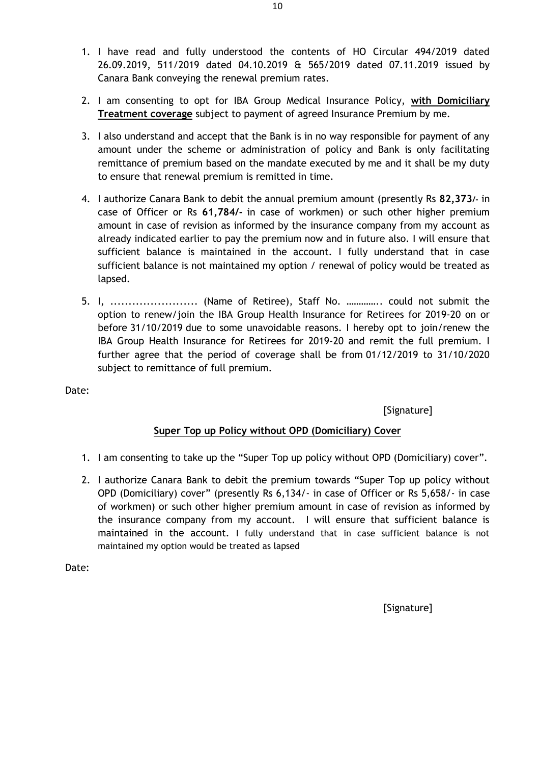1. I have read and fully understood the contents of HO Circular 494/2019 dated 26.09.2019, 511/2019 dated 04.10.2019 & 565/2019 dated 07.11.2019 issued by Canara Bank conveying the renewal premium rates.

2. I am consenting to opt for IBA Group Medical Insurance Policy, **with Domiciliary Treatment coverage** subject to payment of agreed Insurance Premium by me.

3. I also understand and accept that the Bank is in no way responsible for payment of any amount under the scheme or administration of policy and Bank is only facilitating remittance of premium based on the mandate executed by me and it shall be my duty to ensure that renewal premium is remitted in time.

4. I authorize Canara Bank to debit the annual premium amount (presently Rs **82,373/-** in case of Officer or Rs **61,784/-** in case of workmen) or such other higher premium amount in case of revision as informed by the insurance company from my account as already indicated earlier to pay the premium now and in future also. I will ensure that sufficient balance is maintained in the account. I fully understand that in case sufficient balance is not maintained my option / renewal of policy would be treated as lapsed.

5. I, ........................ (Name of Retiree), Staff No. ………….. could not submit the option to renew/join the IBA Group Health Insurance for Retirees for 2019-20 on or before 31/10/2019 due to some unavoidable reasons. I hereby opt to join/renew the IBA Group Health Insurance for Retirees for 2019-20 and remit the full premium. I further agree that the period of coverage shall be from 01/12/2019 to 31/10/2020 subject to remittance of full premium.

Date:

[Signature]

## Super Top up Policy without OPD (Domiciliary) Cover

1. I am consenting to take up the "Super Top up policy without OPD (Domiciliary) cover".

2. I authorize Canara Bank to debit the premium towards "Super Top up policy without OPD (Domiciliary) cover" (presently Rs 6,134/- in case of Officer or Rs 5,658/- in case of workmen) or such other higher premium amount in case of revision as informed by the insurance company from my account. I will ensure that sufficient balance is maintained in the account. I fully understand that in case sufficient balance is not maintained my option would be treated as lapsed

Date:

[Signature]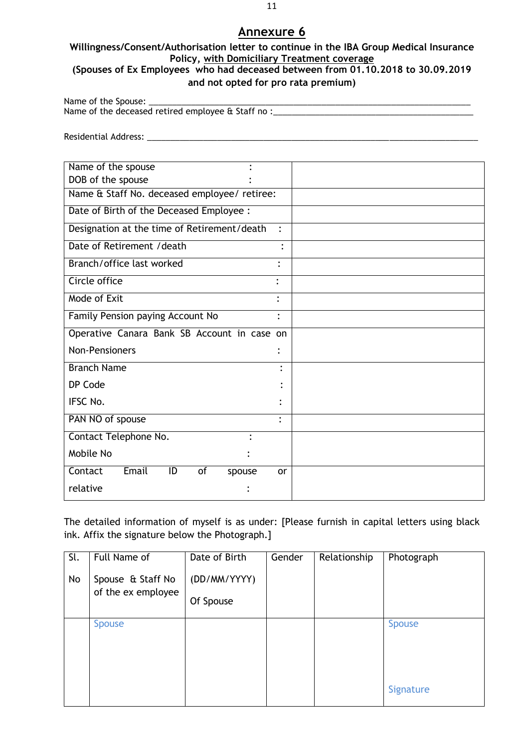# Annexure 6

**Willingness/Consent/Authorisation letter to continue in the IBA Group Medical Insurance Policy, with Domiciliary Treatment coverage**
**(Spouses of Ex Employees who had deceased between from 01.10.2018 to 30.09.2019 and not opted for pro rata premium)**

Name of the Spouse: ___________________________________________________________________________
Name of the deceased retired employee & Staff no :___________________________________________

Residential Address: ___________________________________________________________________________

| | |
|---|---|
| Name of the spouse :<br>DOB of the spouse : | |
| Name & Staff No. deceased employee/ retiree: | |
| Date of Birth of the Deceased Employee : | |
| Designation at the time of Retirement/death : | |
| Date of Retirement /death : | |
| Branch/office last worked : | |
| Circle office : | |
| Mode of Exit : | |
| Family Pension paying Account No : | |
| Operative Canara Bank SB Account in case on Non-Pensioners : | |
| Branch Name :<br>DP Code :<br>IFSC No. : | |
| PAN NO of spouse : | |
| Contact Telephone No. :<br>Mobile No : | |
| Contact Email ID of spouse or relative : | |

The detailed information of myself is as under: [Please furnish in capital letters using black ink. Affix the signature below the Photograph.]

| Sl. No | Full Name of Spouse & Staff No of the ex employee | Date of Birth (DD/MM/YYYY) Of Spouse | Gender | Relationship | Photograph |
|---|---|---|---|---|---|
| | Spouse | | | | Spouse<br><br>Signature |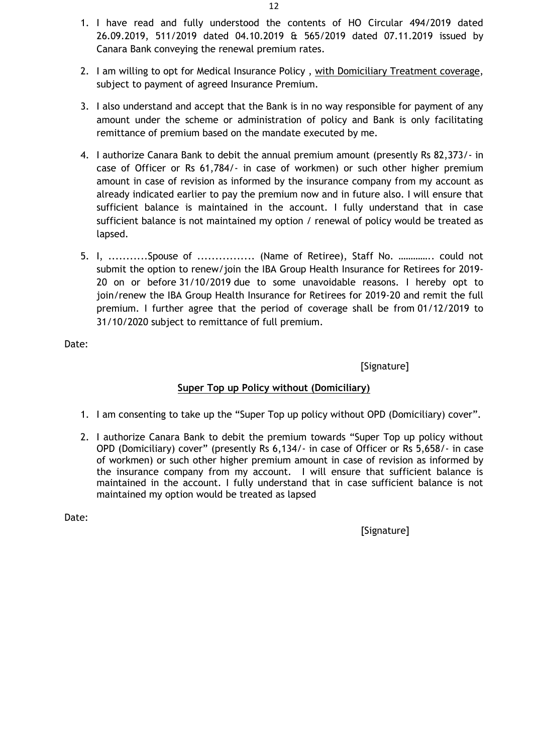1. I have read and fully understood the contents of HO Circular 494/2019 dated 26.09.2019, 511/2019 dated 04.10.2019 & 565/2019 dated 07.11.2019 issued by Canara Bank conveying the renewal premium rates.

2. I am willing to opt for Medical Insurance Policy , with Domiciliary Treatment coverage, subject to payment of agreed Insurance Premium.

3. I also understand and accept that the Bank is in no way responsible for payment of any amount under the scheme or administration of policy and Bank is only facilitating remittance of premium based on the mandate executed by me.

4. I authorize Canara Bank to debit the annual premium amount (presently Rs 82,373/- in case of Officer or Rs 61,784/- in case of workmen) or such other higher premium amount in case of revision as informed by the insurance company from my account as already indicated earlier to pay the premium now and in future also. I will ensure that sufficient balance is maintained in the account. I fully understand that in case sufficient balance is not maintained my option / renewal of policy would be treated as lapsed.

5. I, ...........Spouse of ................ (Name of Retiree), Staff No. ………….. could not submit the option to renew/join the IBA Group Health Insurance for Retirees for 2019-20 on or before 31/10/2019 due to some unavoidable reasons. I hereby opt to join/renew the IBA Group Health Insurance for Retirees for 2019-20 and remit the full premium. I further agree that the period of coverage shall be from 01/12/2019 to 31/10/2020 subject to remittance of full premium.

Date:

[Signature]

**Super Top up Policy without (Domiciliary)**

1. I am consenting to take up the "Super Top up policy without OPD (Domiciliary) cover".

2. I authorize Canara Bank to debit the premium towards "Super Top up policy without OPD (Domiciliary) cover" (presently Rs 6,134/- in case of Officer or Rs 5,658/- in case of workmen) or such other higher premium amount in case of revision as informed by the insurance company from my account. I will ensure that sufficient balance is maintained in the account. I fully understand that in case sufficient balance is not maintained my option would be treated as lapsed

Date:

[Signature]